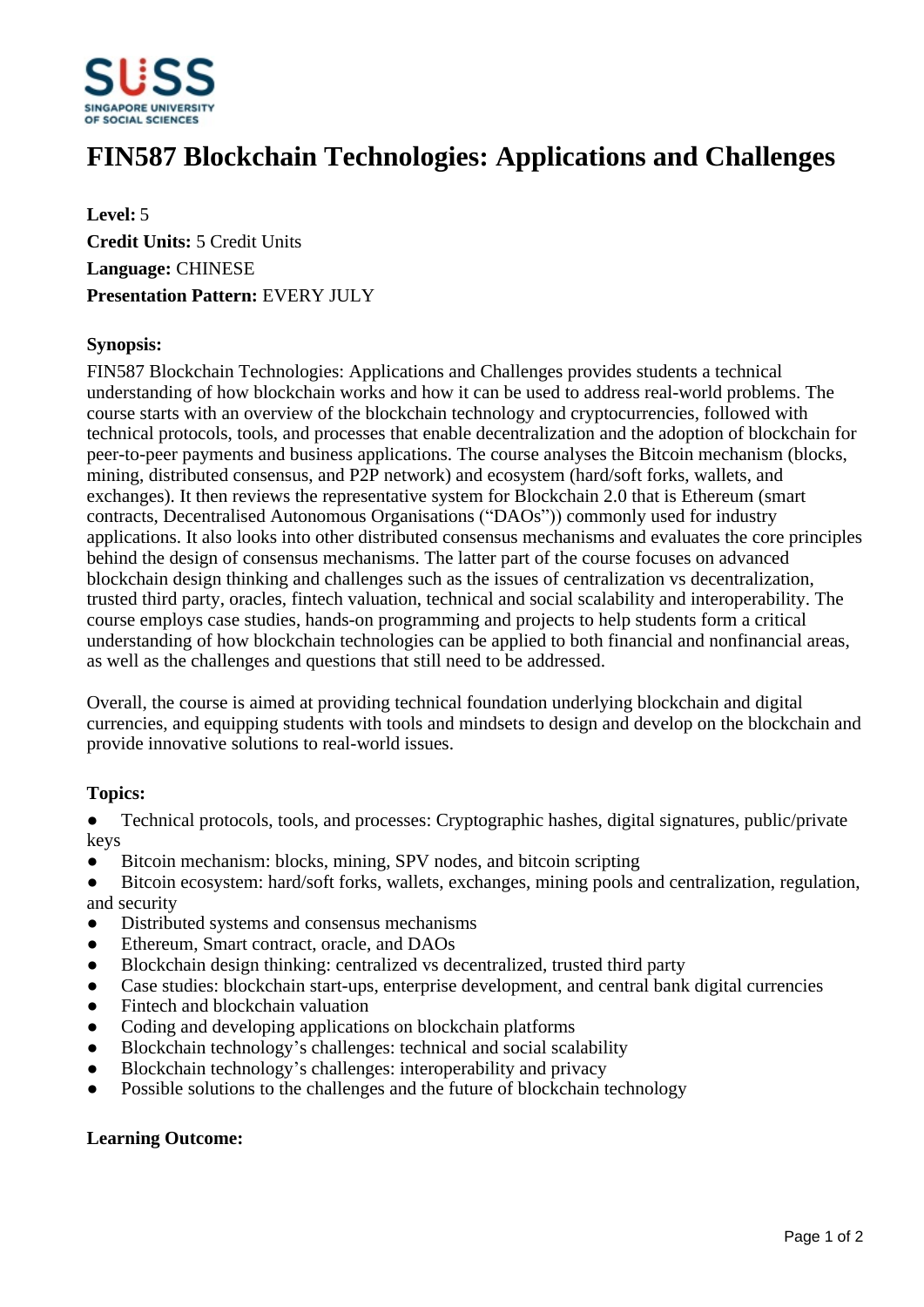# FIN587 Blockchain Technologies: Applications and Challenges

**Level:** 5
**Credit Units:** 5 Credit Units
**Language:** CHINESE
**Presentation Pattern:** EVERY JULY

**Synopsis:**

FIN587 Blockchain Technologies: Applications and Challenges provides students a technical understanding of how blockchain works and how it can be used to address real-world problems. The course starts with an overview of the blockchain technology and cryptocurrencies, followed with technical protocols, tools, and processes that enable decentralization and the adoption of blockchain for peer-to-peer payments and business applications. The course analyses the Bitcoin mechanism (blocks, mining, distributed consensus, and P2P network) and ecosystem (hard/soft forks, wallets, and exchanges). It then reviews the representative system for Blockchain 2.0 that is Ethereum (smart contracts, Decentralised Autonomous Organisations ("DAOs")) commonly used for industry applications. It also looks into other distributed consensus mechanisms and evaluates the core principles behind the design of consensus mechanisms. The latter part of the course focuses on advanced blockchain design thinking and challenges such as the issues of centralization vs decentralization, trusted third party, oracles, fintech valuation, technical and social scalability and interoperability. The course employs case studies, hands-on programming and projects to help students form a critical understanding of how blockchain technologies can be applied to both financial and nonfinancial areas, as well as the challenges and questions that still need to be addressed.

Overall, the course is aimed at providing technical foundation underlying blockchain and digital currencies, and equipping students with tools and mindsets to design and develop on the blockchain and provide innovative solutions to real-world issues.

**Topics:**

- Technical protocols, tools, and processes: Cryptographic hashes, digital signatures, public/private keys
- Bitcoin mechanism: blocks, mining, SPV nodes, and bitcoin scripting
- Bitcoin ecosystem: hard/soft forks, wallets, exchanges, mining pools and centralization, regulation, and security
- Distributed systems and consensus mechanisms
- Ethereum, Smart contract, oracle, and DAOs
- Blockchain design thinking: centralized vs decentralized, trusted third party
- Case studies: blockchain start-ups, enterprise development, and central bank digital currencies
- Fintech and blockchain valuation
- Coding and developing applications on blockchain platforms
- Blockchain technology's challenges: technical and social scalability
- Blockchain technology's challenges: interoperability and privacy
- Possible solutions to the challenges and the future of blockchain technology

**Learning Outcome:**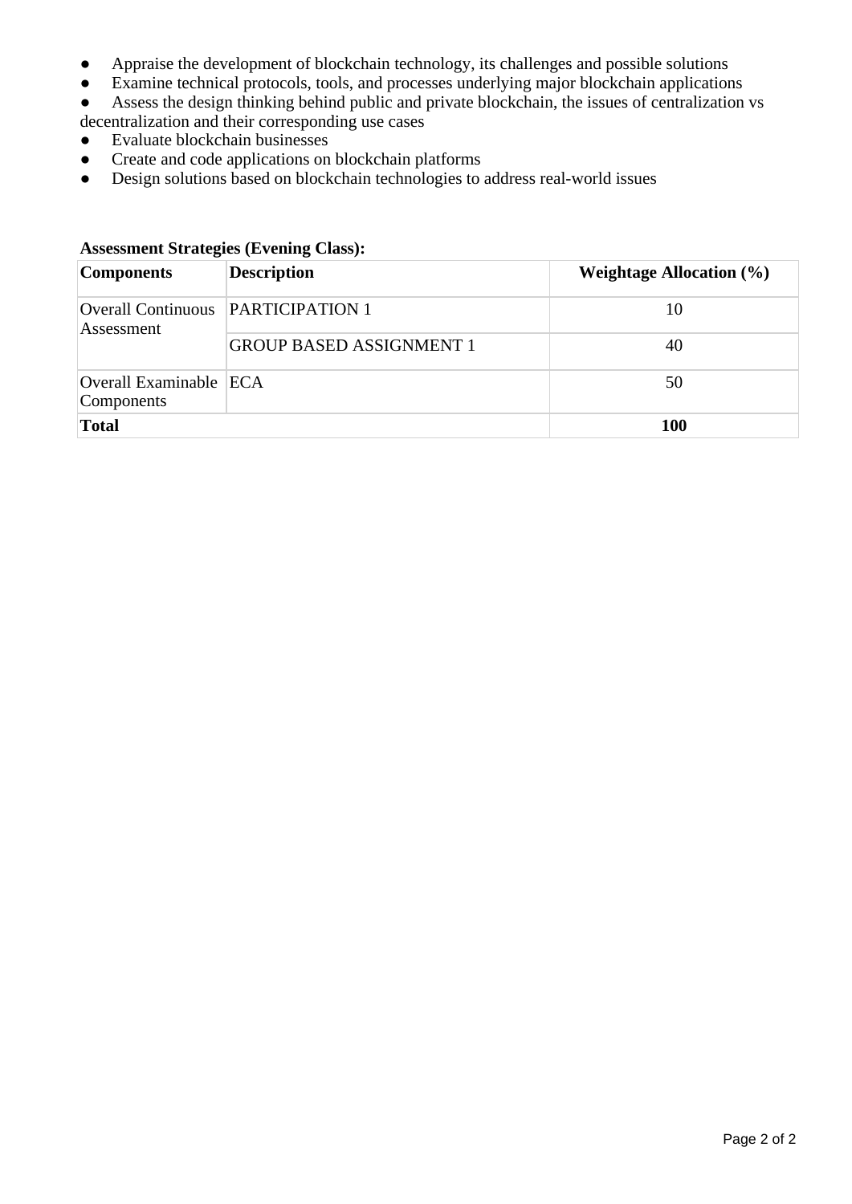- Appraise the development of blockchain technology, its challenges and possible solutions
- Examine technical protocols, tools, and processes underlying major blockchain applications
- Assess the design thinking behind public and private blockchain, the issues of centralization vs decentralization and their corresponding use cases
- Evaluate blockchain businesses
- Create and code applications on blockchain platforms
- Design solutions based on blockchain technologies to address real-world issues

**Assessment Strategies (Evening Class):**

| **Components** | **Description** | **Weightage Allocation (%)** |
|---|---|---|
| Overall Continuous Assessment | PARTICIPATION 1 | 10 |
| | GROUP BASED ASSIGNMENT 1 | 40 |
| Overall Examinable Components | ECA | 50 |
| **Total** | | **100** |